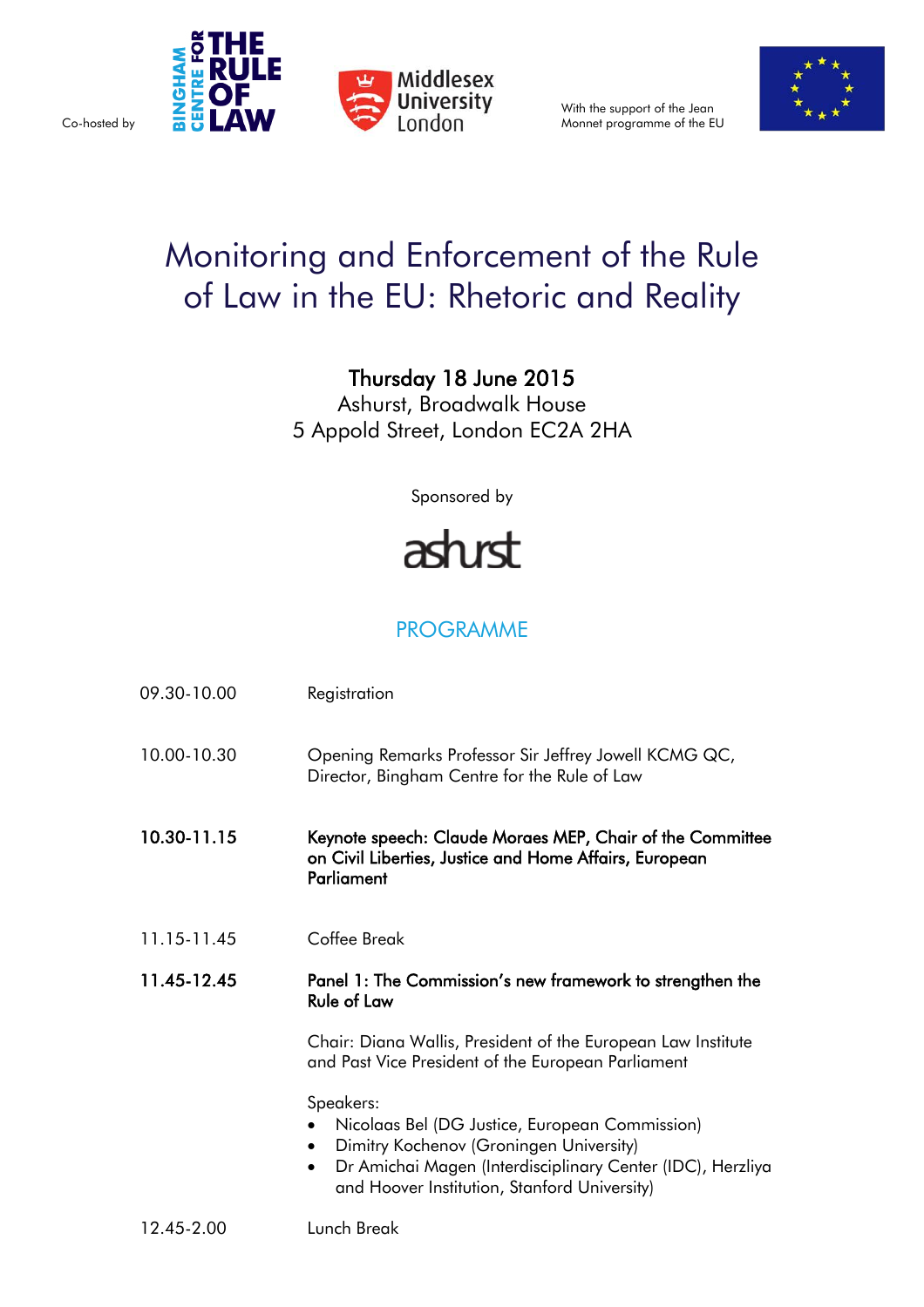Co-hosted by BINGHAM CENTRE FOR THE RULE OF LAW    Middlesex University London

With the support of the Jean Monnet programme of the EU

# Monitoring and Enforcement of the Rule of Law in the EU: Rhetoric and Reality

**Thursday 18 June 2015**
Ashurst, Broadwalk House
5 Appold Street, London EC2A 2HA

Sponsored by

ashurst

## PROGRAMME

| | |
|---|---|
| 09.30-10.00 | Registration |
| 10.00-10.30 | Opening Remarks Professor Sir Jeffrey Jowell KCMG QC, Director, Bingham Centre for the Rule of Law |
| **10.30-11.15** | **Keynote speech: Claude Moraes MEP, Chair of the Committee on Civil Liberties, Justice and Home Affairs, European Parliament** |
| 11.15-11.45 | Coffee Break |
| **11.45-12.45** | **Panel 1: The Commission's new framework to strengthen the Rule of Law** |

Chair: Diana Wallis, President of the European Law Institute and Past Vice President of the European Parliament

Speakers:

- Nicolaas Bel (DG Justice, European Commission)
- Dimitry Kochenov (Groningen University)
- Dr Amichai Magen (Interdisciplinary Center (IDC), Herzliya and Hoover Institution, Stanford University)

| | |
|---|---|
| 12.45-2.00 | Lunch Break |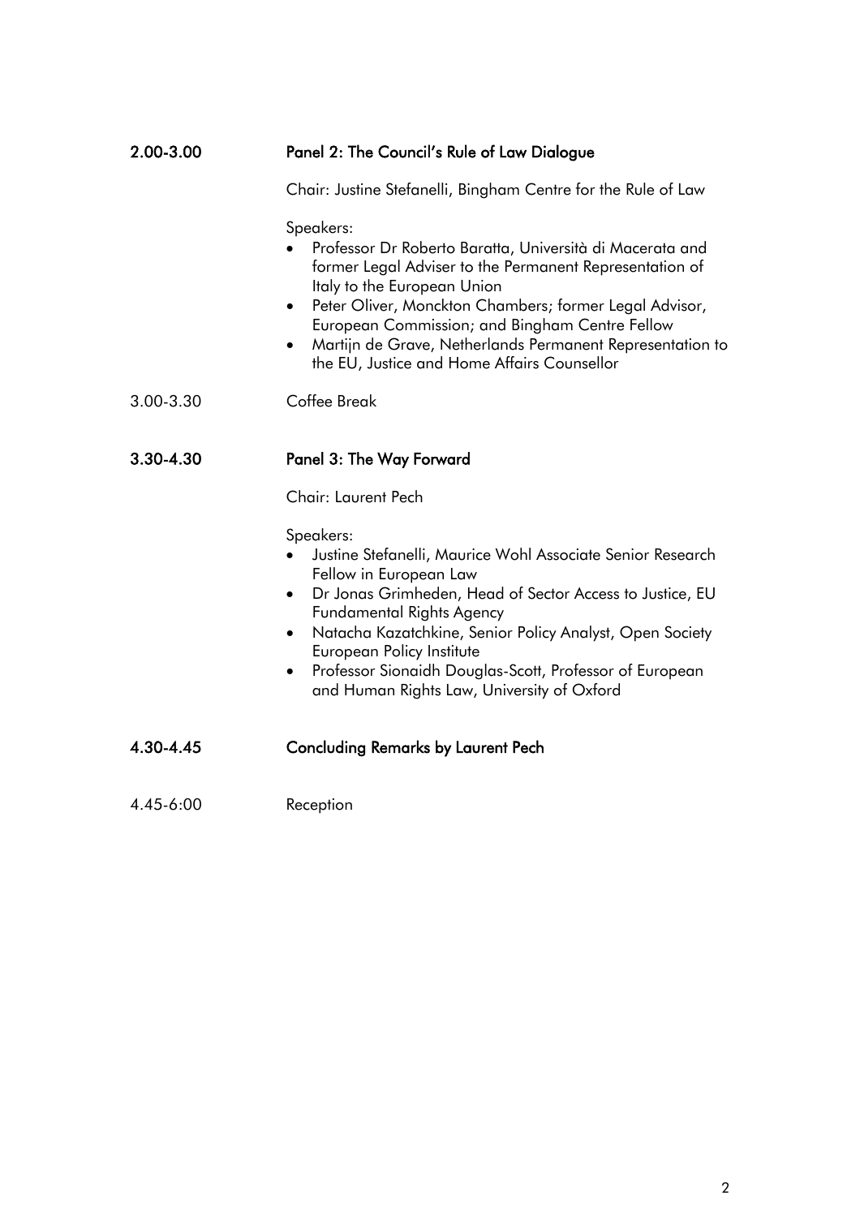**2.00-3.00** **Panel 2: The Council's Rule of Law Dialogue**

Chair: Justine Stefanelli, Bingham Centre for the Rule of Law

Speakers:

- Professor Dr Roberto Baratta, Università di Macerata and former Legal Adviser to the Permanent Representation of Italy to the European Union
- Peter Oliver, Monckton Chambers; former Legal Advisor, European Commission; and Bingham Centre Fellow
- Martijn de Grave, Netherlands Permanent Representation to the EU, Justice and Home Affairs Counsellor

3.00-3.30 Coffee Break

**3.30-4.30** **Panel 3: The Way Forward**

Chair: Laurent Pech

Speakers:

- Justine Stefanelli, Maurice Wohl Associate Senior Research Fellow in European Law
- Dr Jonas Grimheden, Head of Sector Access to Justice, EU Fundamental Rights Agency
- Natacha Kazatchkine, Senior Policy Analyst, Open Society European Policy Institute
- Professor Sionaidh Douglas-Scott, Professor of European and Human Rights Law, University of Oxford

**4.30-4.45** **Concluding Remarks by Laurent Pech**

4.45-6:00 Reception